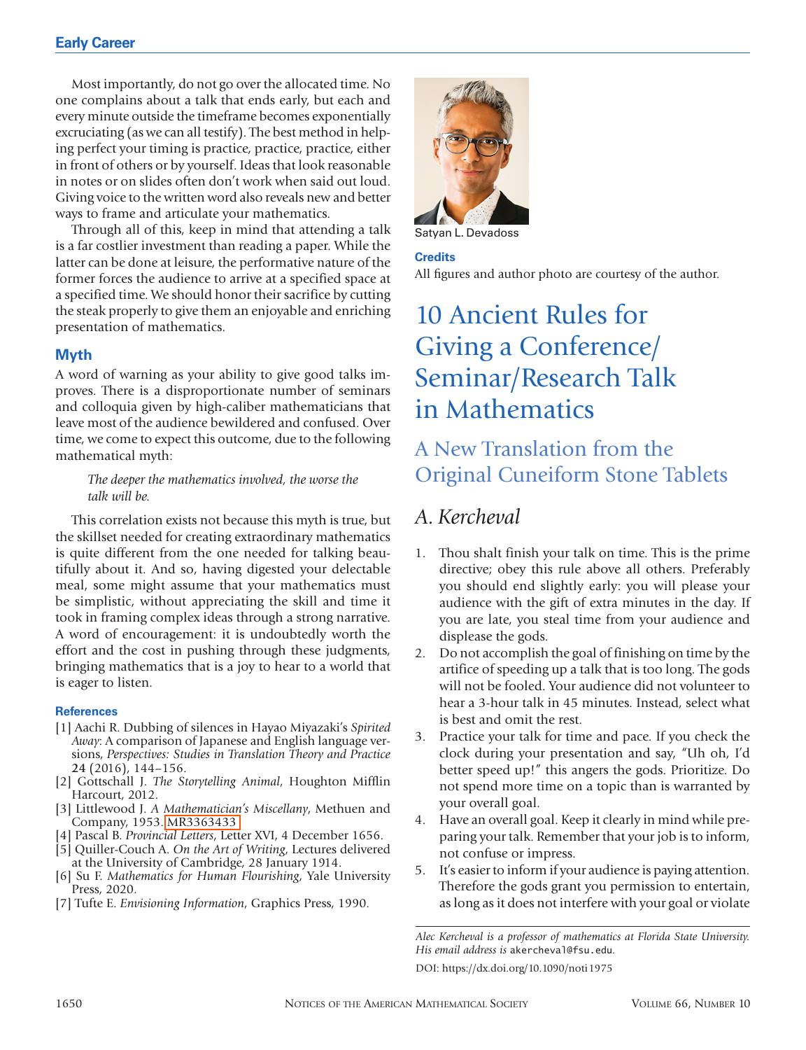Most importantly, do not go over the allocated time. No one complains about a talk that ends early, but each and every minute outside the timeframe becomes exponentially excruciating (as we can all testify). The best method in helping perfect your timing is practice, practice, practice, either in front of others or by yourself. Ideas that look reasonable in notes or on slides often don't work when said out loud. Giving voice to the written word also reveals new and better ways to frame and articulate your mathematics.

Through all of this, keep in mind that attending a talk is a far costlier investment than reading a paper. While the latter can be done at leisure, the performative nature of the former forces the audience to arrive at a specified space at a specified time. We should honor their sacrifice by cutting the steak properly to give them an enjoyable and enriching presentation of mathematics.

### Myth

A word of warning as your ability to give good talks improves. There is a disproportionate number of seminars and colloquia given by high-caliber mathematicians that leave most of the audience bewildered and confused. Over time, we come to expect this outcome, due to the following mathematical myth:

> *The deeper the mathematics involved, the worse the talk will be.*

This correlation exists not because this myth is true, but the skillset needed for creating extraordinary mathematics is quite different from the one needed for talking beautifully about it. And so, having digested your delectable meal, some might assume that your mathematics must be simplistic, without appreciating the skill and time it took in framing complex ideas through a strong narrative. A word of encouragement: it is undoubtedly worth the effort and the cost in pushing through these judgments, bringing mathematics that is a joy to hear to a world that is eager to listen.

### References

[1] Aachi R. Dubbing of silences in Hayao Miyazaki's *Spirited Away*: A comparison of Japanese and English language versions, *Perspectives: Studies in Translation Theory and Practice* **24** (2016), 144–156.

[2] Gottschall J. *The Storytelling Animal*, Houghton Mifflin Harcourt, 2012.

[3] Littlewood J. *A Mathematician's Miscellany*, Methuen and Company, 1953. MR3363433

[4] Pascal B. *Provincial Letters*, Letter XVI, 4 December 1656.

[5] Quiller-Couch A. *On the Art of Writing*, Lectures delivered at the University of Cambridge, 28 January 1914.

[6] Su F. *Mathematics for Human Flourishing*, Yale University Press, 2020.

[7] Tufte E. *Envisioning Information*, Graphics Press, 1990.

Satyan L. Devadoss

### Credits

All figures and author photo are courtesy of the author.

# 10 Ancient Rules for Giving a Conference/Seminar/Research Talk in Mathematics

## A New Translation from the Original Cuneiform Stone Tablets

## *A. Kercheval*

1. Thou shalt finish your talk on time. This is the prime directive; obey this rule above all others. Preferably you should end slightly early: you will please your audience with the gift of extra minutes in the day. If you are late, you steal time from your audience and displease the gods.
2. Do not accomplish the goal of finishing on time by the artifice of speeding up a talk that is too long. The gods will not be fooled. Your audience did not volunteer to hear a 3-hour talk in 45 minutes. Instead, select what is best and omit the rest.
3. Practice your talk for time and pace. If you check the clock during your presentation and say, "Uh oh, I'd better speed up!" this angers the gods. Prioritize. Do not spend more time on a topic than is warranted by your overall goal.
4. Have an overall goal. Keep it clearly in mind while preparing your talk. Remember that your job is to inform, not confuse or impress.
5. It's easier to inform if your audience is paying attention. Therefore the gods grant you permission to entertain, as long as it does not interfere with your goal or violate

*Alec Kercheval is a professor of mathematics at Florida State University. His email address is* akercheval@fsu.edu.

DOI: https://dx.doi.org/10.1090/noti1975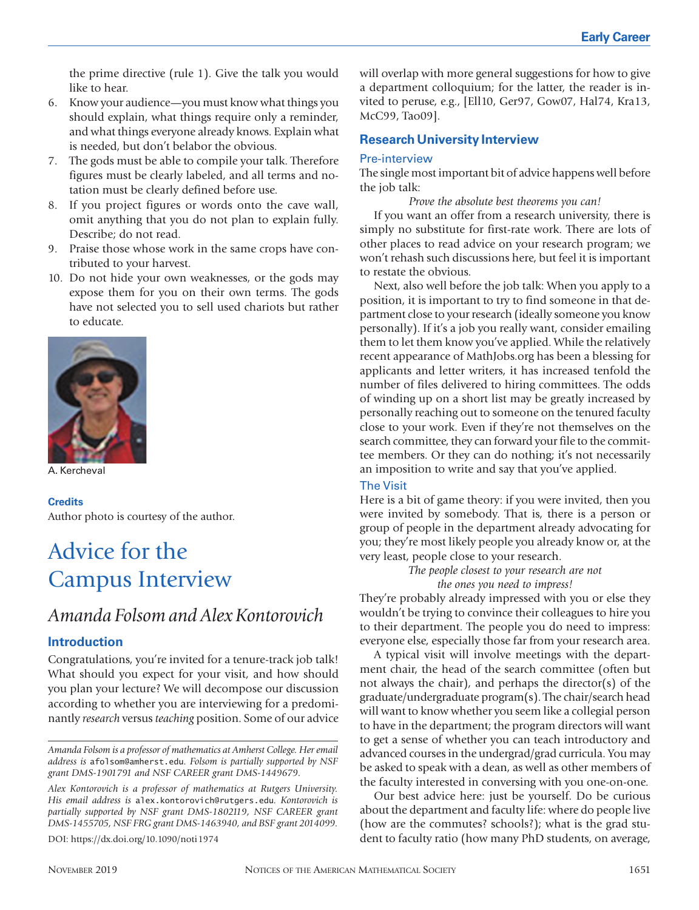the prime directive (rule 1). Give the talk you would like to hear.

6. Know your audience—you must know what things you should explain, what things require only a reminder, and what things everyone already knows. Explain what is needed, but don't belabor the obvious.
7. The gods must be able to compile your talk. Therefore figures must be clearly labeled, and all terms and notation must be clearly defined before use.
8. If you project figures or words onto the cave wall, omit anything that you do not plan to explain fully. Describe; do not read.
9. Praise those whose work in the same crops have contributed to your harvest.
10. Do not hide your own weaknesses, or the gods may expose them for you on their own terms. The gods have not selected you to sell used chariots but rather to educate.

A. Kercheval

**Credits**

Author photo is courtesy of the author.

# Advice for the Campus Interview

## *Amanda Folsom and Alex Kontorovich*

### Introduction

Congratulations, you're invited for a tenure-track job talk! What should you expect for your visit, and how should you plan your lecture? We will decompose our discussion according to whether you are interviewing for a predominantly *research* versus *teaching* position. Some of our advice will overlap with more general suggestions for how to give a department colloquium; for the latter, the reader is invited to peruse, e.g., [Ell10, Ger97, Gow07, Hal74, Kra13, McC99, Tao09].

### Research University Interview

#### Pre-interview

The single most important bit of advice happens well before the job talk:

*Prove the absolute best theorems you can!*

If you want an offer from a research university, there is simply no substitute for first-rate work. There are lots of other places to read advice on your research program; we won't rehash such discussions here, but feel it is important to restate the obvious.

Next, also well before the job talk: When you apply to a position, it is important to try to find someone in that department close to your research (ideally someone you know personally). If it's a job you really want, consider emailing them to let them know you've applied. While the relatively recent appearance of MathJobs.org has been a blessing for applicants and letter writers, it has increased tenfold the number of files delivered to hiring committees. The odds of winding up on a short list may be greatly increased by personally reaching out to someone on the tenured faculty close to your work. Even if they're not themselves on the search committee, they can forward your file to the committee members. Or they can do nothing; it's not necessarily an imposition to write and say that you've applied.

#### The Visit

Here is a bit of game theory: if you were invited, then you were invited by somebody. That is, there is a person or group of people in the department already advocating for you; they're most likely people you already know or, at the very least, people close to your research.

*The people closest to your research are not the ones you need to impress!*

They're probably already impressed with you or else they wouldn't be trying to convince their colleagues to hire you to their department. The people you do need to impress: everyone else, especially those far from your research area.

A typical visit will involve meetings with the department chair, the head of the search committee (often but not always the chair), and perhaps the director(s) of the graduate/undergraduate program(s). The chair/search head will want to know whether you seem like a collegial person to have in the department; the program directors will want to get a sense of whether you can teach introductory and advanced courses in the undergrad/grad curricula. You may be asked to speak with a dean, as well as other members of the faculty interested in conversing with you one-on-one.

Our best advice here: just be yourself. Do be curious about the department and faculty life: where do people live (how are the commutes? schools?); what is the grad student to faculty ratio (how many PhD students, on average,

---

*Amanda Folsom is a professor of mathematics at Amherst College. Her email address is* afolsom@amherst.edu. *Folsom is partially supported by NSF grant DMS-1901791 and NSF CAREER grant DMS-1449679.*

*Alex Kontorovich is a professor of mathematics at Rutgers University. His email address is* alex.kontorovich@rutgers.edu. *Kontorovich is partially supported by NSF grant DMS-1802119, NSF CAREER grant DMS-1455705, NSF FRG grant DMS-1463940, and BSF grant 2014099.*

DOI: https://dx.doi.org/10.1090/noti1974